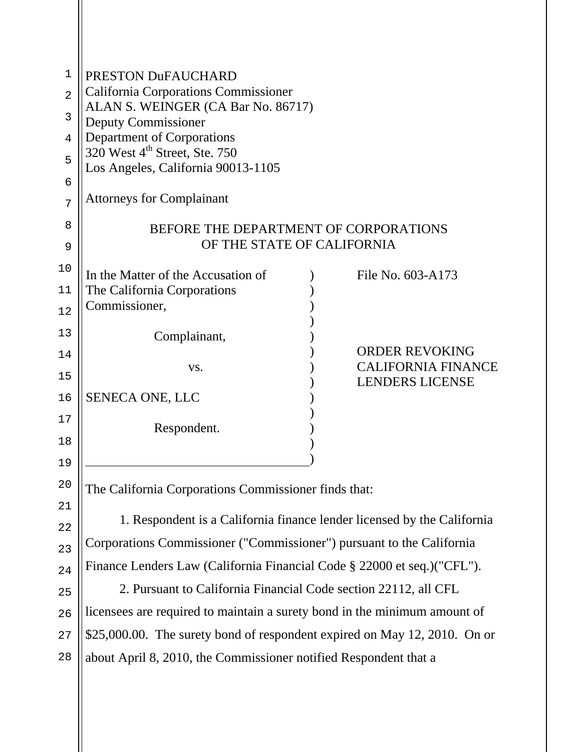PRESTON DuFAUCHARD
California Corporations Commissioner
ALAN S. WEINGER (CA Bar No. 86717)
Deputy Commissioner
Department of Corporations
320 West 4th Street, Ste. 750
Los Angeles, California 90013-1105

Attorneys for Complainant

BEFORE THE DEPARTMENT OF CORPORATIONS
OF THE STATE OF CALIFORNIA

| | |
|---|---|
| In the Matter of the Accusation of The California Corporations Commissioner,<br><br>Complainant,<br><br>vs.<br><br>SENECA ONE, LLC<br><br>Respondent. | File No. 603-A173<br><br>ORDER REVOKING CALIFORNIA FINANCE LENDERS LICENSE |

The California Corporations Commissioner finds that:

1. Respondent is a California finance lender licensed by the California Corporations Commissioner ("Commissioner") pursuant to the California Finance Lenders Law (California Financial Code § 22000 et seq.)("CFL").

2. Pursuant to California Financial Code section 22112, all CFL licensees are required to maintain a surety bond in the minimum amount of $25,000.00. The surety bond of respondent expired on May 12, 2010. On or about April 8, 2010, the Commissioner notified Respondent that a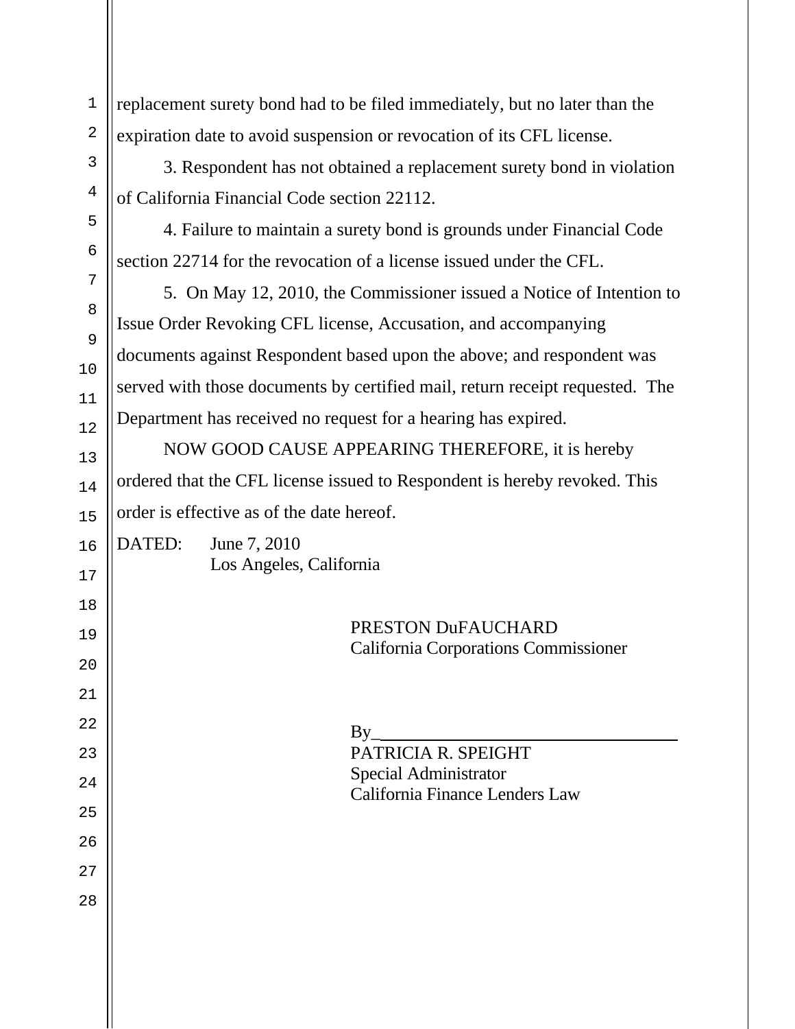replacement surety bond had to be filed immediately, but no later than the expiration date to avoid suspension or revocation of its CFL license.

3. Respondent has not obtained a replacement surety bond in violation of California Financial Code section 22112.

4. Failure to maintain a surety bond is grounds under Financial Code section 22714 for the revocation of a license issued under the CFL.

5. On May 12, 2010, the Commissioner issued a Notice of Intention to Issue Order Revoking CFL license, Accusation, and accompanying documents against Respondent based upon the above; and respondent was served with those documents by certified mail, return receipt requested. The Department has received no request for a hearing has expired.

NOW GOOD CAUSE APPEARING THEREFORE, it is hereby ordered that the CFL license issued to Respondent is hereby revoked. This order is effective as of the date hereof.

DATED: June 7, 2010
Los Angeles, California

PRESTON DuFAUCHARD
California Corporations Commissioner

By_______________________________
PATRICIA R. SPEIGHT
Special Administrator
California Finance Lenders Law